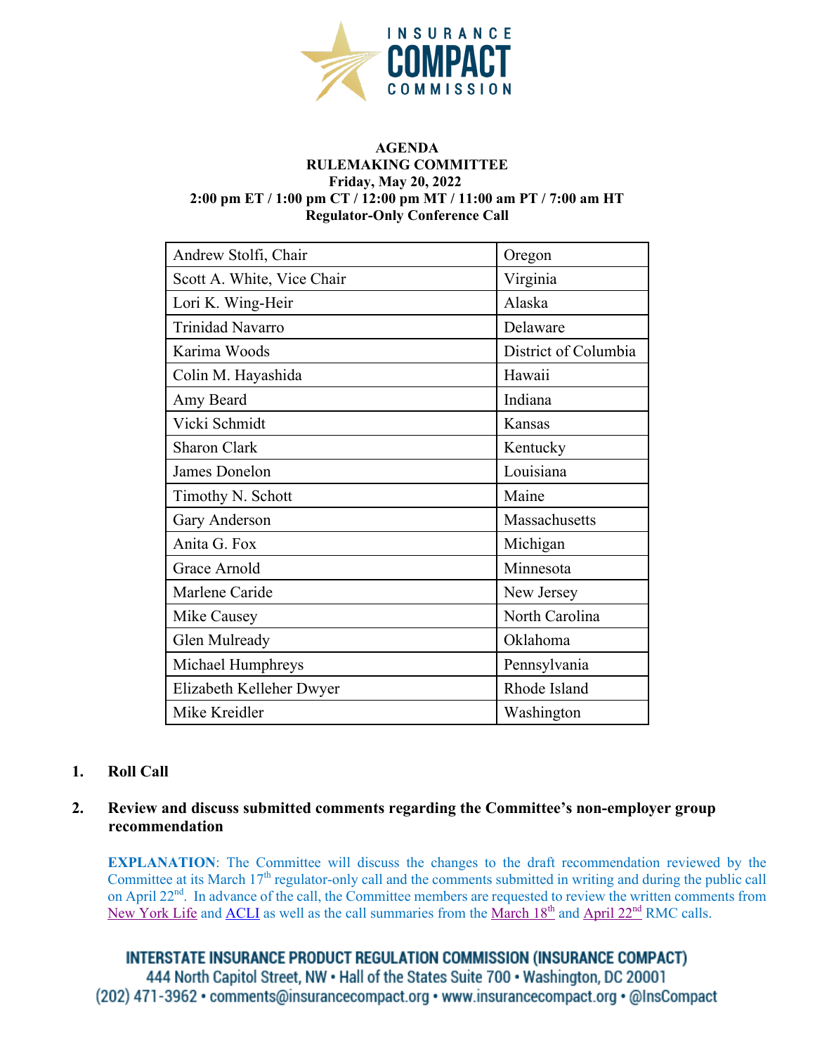**AGENDA**
**RULEMAKING COMMITTEE**
**Friday, May 20, 2022**
**2:00 pm ET / 1:00 pm CT / 12:00 pm MT / 11:00 am PT / 7:00 am HT**
**Regulator-Only Conference Call**

| | |
|---|---|
| Andrew Stolfi, Chair | Oregon |
| Scott A. White, Vice Chair | Virginia |
| Lori K. Wing-Heir | Alaska |
| Trinidad Navarro | Delaware |
| Karima Woods | District of Columbia |
| Colin M. Hayashida | Hawaii |
| Amy Beard | Indiana |
| Vicki Schmidt | Kansas |
| Sharon Clark | Kentucky |
| James Donelon | Louisiana |
| Timothy N. Schott | Maine |
| Gary Anderson | Massachusetts |
| Anita G. Fox | Michigan |
| Grace Arnold | Minnesota |
| Marlene Caride | New Jersey |
| Mike Causey | North Carolina |
| Glen Mulready | Oklahoma |
| Michael Humphreys | Pennsylvania |
| Elizabeth Kelleher Dwyer | Rhode Island |
| Mike Kreidler | Washington |

1. **Roll Call**

2. **Review and discuss submitted comments regarding the Committee's non-employer group recommendation**

   **EXPLANATION**: The Committee will discuss the changes to the draft recommendation reviewed by the Committee at its March 17th regulator-only call and the comments submitted in writing and during the public call on April 22nd. In advance of the call, the Committee members are requested to review the written comments from New York Life and ACLI as well as the call summaries from the March 18th and April 22nd RMC calls.

INTERSTATE INSURANCE PRODUCT REGULATION COMMISSION (INSURANCE COMPACT)
444 North Capitol Street, NW • Hall of the States Suite 700 • Washington, DC 20001
(202) 471-3962 • comments@insurancecompact.org • www.insurancecompact.org • @InsCompact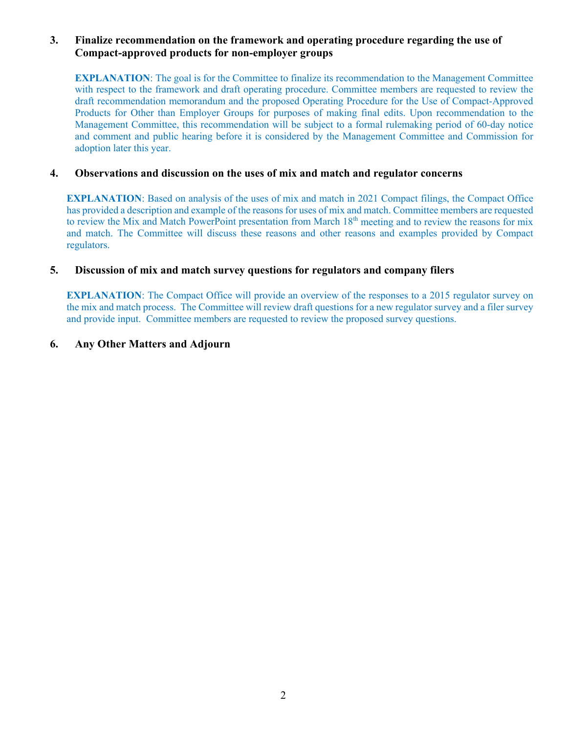**3. Finalize recommendation on the framework and operating procedure regarding the use of Compact-approved products for non-employer groups**

**EXPLANATION**: The goal is for the Committee to finalize its recommendation to the Management Committee with respect to the framework and draft operating procedure. Committee members are requested to review the draft recommendation memorandum and the proposed Operating Procedure for the Use of Compact-Approved Products for Other than Employer Groups for purposes of making final edits. Upon recommendation to the Management Committee, this recommendation will be subject to a formal rulemaking period of 60-day notice and comment and public hearing before it is considered by the Management Committee and Commission for adoption later this year.

**4. Observations and discussion on the uses of mix and match and regulator concerns**

**EXPLANATION**: Based on analysis of the uses of mix and match in 2021 Compact filings, the Compact Office has provided a description and example of the reasons for uses of mix and match. Committee members are requested to review the Mix and Match PowerPoint presentation from March 18th meeting and to review the reasons for mix and match. The Committee will discuss these reasons and other reasons and examples provided by Compact regulators.

**5. Discussion of mix and match survey questions for regulators and company filers**

**EXPLANATION**: The Compact Office will provide an overview of the responses to a 2015 regulator survey on the mix and match process. The Committee will review draft questions for a new regulator survey and a filer survey and provide input. Committee members are requested to review the proposed survey questions.

**6. Any Other Matters and Adjourn**